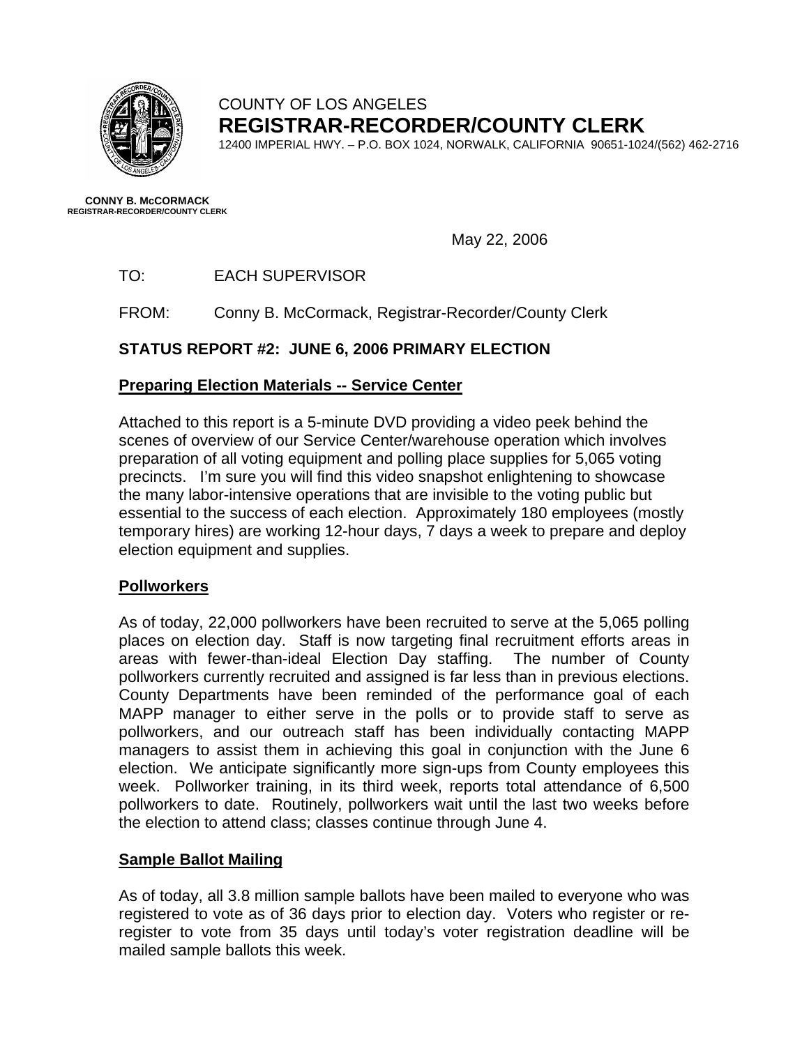COUNTY OF LOS ANGELES
**REGISTRAR-RECORDER/COUNTY CLERK**
12400 IMPERIAL HWY. – P.O. BOX 1024, NORWALK, CALIFORNIA 90651-1024/(562) 462-2716

**CONNY B. McCORMACK**
**REGISTRAR-RECORDER/COUNTY CLERK**

May 22, 2006

TO: EACH SUPERVISOR

FROM: Conny B. McCormack, Registrar-Recorder/County Clerk

**STATUS REPORT #2: JUNE 6, 2006 PRIMARY ELECTION**

**Preparing Election Materials -- Service Center**

Attached to this report is a 5-minute DVD providing a video peek behind the scenes of overview of our Service Center/warehouse operation which involves preparation of all voting equipment and polling place supplies for 5,065 voting precincts. I'm sure you will find this video snapshot enlightening to showcase the many labor-intensive operations that are invisible to the voting public but essential to the success of each election. Approximately 180 employees (mostly temporary hires) are working 12-hour days, 7 days a week to prepare and deploy election equipment and supplies.

**Pollworkers**

As of today, 22,000 pollworkers have been recruited to serve at the 5,065 polling places on election day. Staff is now targeting final recruitment efforts areas in areas with fewer-than-ideal Election Day staffing. The number of County pollworkers currently recruited and assigned is far less than in previous elections. County Departments have been reminded of the performance goal of each MAPP manager to either serve in the polls or to provide staff to serve as pollworkers, and our outreach staff has been individually contacting MAPP managers to assist them in achieving this goal in conjunction with the June 6 election. We anticipate significantly more sign-ups from County employees this week. Pollworker training, in its third week, reports total attendance of 6,500 pollworkers to date. Routinely, pollworkers wait until the last two weeks before the election to attend class; classes continue through June 4.

**Sample Ballot Mailing**

As of today, all 3.8 million sample ballots have been mailed to everyone who was registered to vote as of 36 days prior to election day. Voters who register or re-register to vote from 35 days until today's voter registration deadline will be mailed sample ballots this week.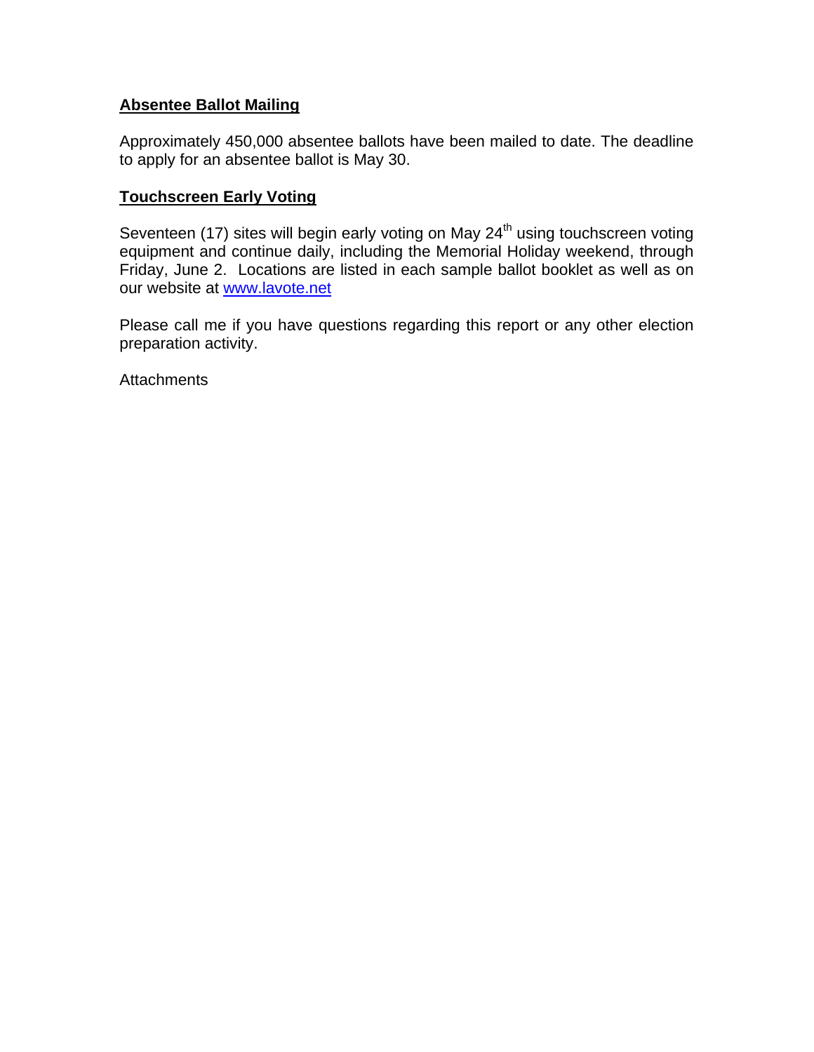**Absentee Ballot Mailing**

Approximately 450,000 absentee ballots have been mailed to date. The deadline to apply for an absentee ballot is May 30.

**Touchscreen Early Voting**

Seventeen (17) sites will begin early voting on May 24th using touchscreen voting equipment and continue daily, including the Memorial Holiday weekend, through Friday, June 2. Locations are listed in each sample ballot booklet as well as on our website at www.lavote.net

Please call me if you have questions regarding this report or any other election preparation activity.

Attachments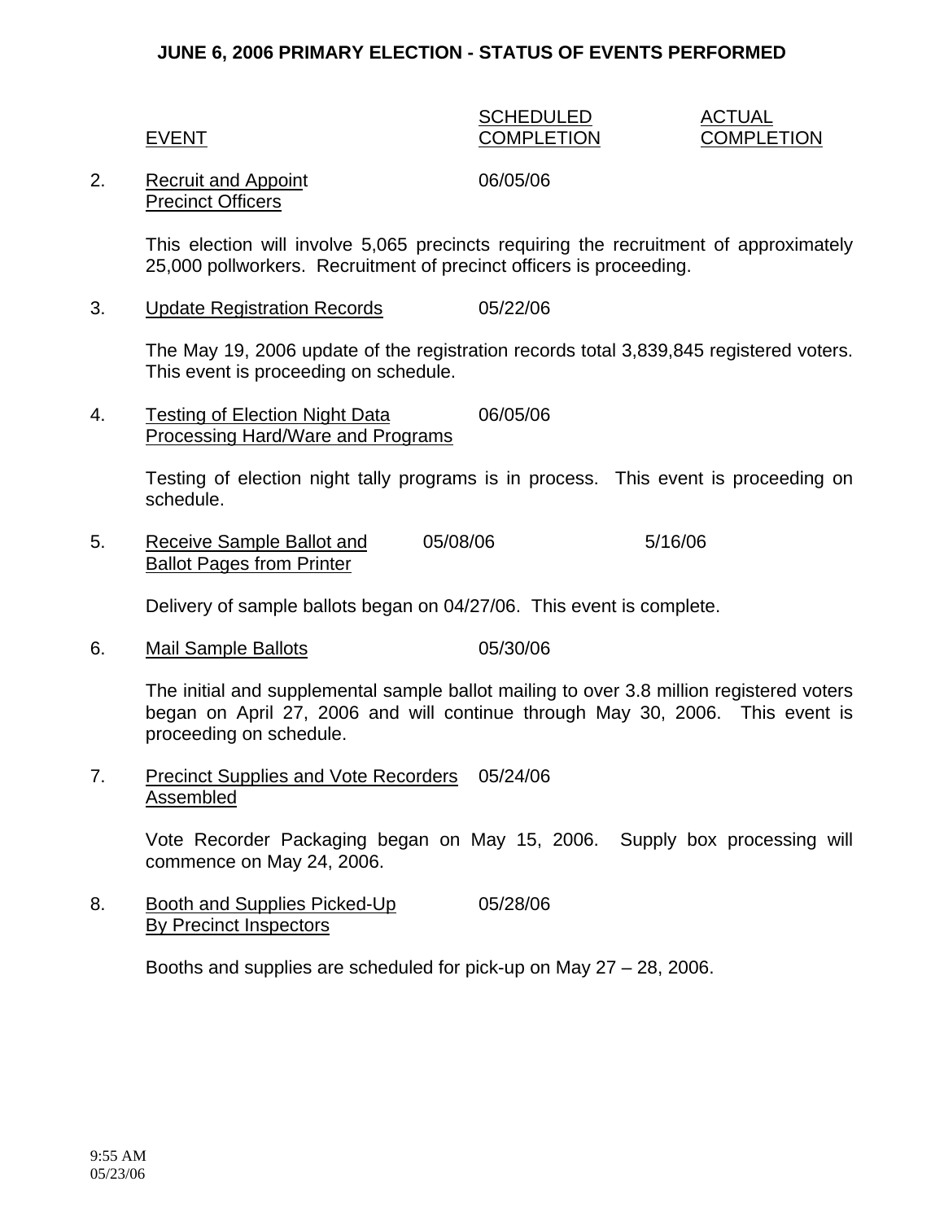**JUNE 6, 2006 PRIMARY ELECTION - STATUS OF EVENTS PERFORMED**

| | EVENT | SCHEDULED COMPLETION | ACTUAL COMPLETION |
|---|---|---|---|
| 2. | Recruit and Appoint Precinct Officers | 06/05/06 | |

This election will involve 5,065 precincts requiring the recruitment of approximately 25,000 pollworkers. Recruitment of precinct officers is proceeding.

| | | | |
|---|---|---|---|
| 3. | Update Registration Records | 05/22/06 | |

The May 19, 2006 update of the registration records total 3,839,845 registered voters. This event is proceeding on schedule.

| | | | |
|---|---|---|---|
| 4. | Testing of Election Night Data Processing Hard/Ware and Programs | 06/05/06 | |

Testing of election night tally programs is in process. This event is proceeding on schedule.

| | | | |
|---|---|---|---|
| 5. | Receive Sample Ballot and Ballot Pages from Printer | 05/08/06 | 5/16/06 |

Delivery of sample ballots began on 04/27/06. This event is complete.

| | | | |
|---|---|---|---|
| 6. | Mail Sample Ballots | 05/30/06 | |

The initial and supplemental sample ballot mailing to over 3.8 million registered voters began on April 27, 2006 and will continue through May 30, 2006. This event is proceeding on schedule.

| | | | |
|---|---|---|---|
| 7. | Precinct Supplies and Vote Recorders Assembled | 05/24/06 | |

Vote Recorder Packaging began on May 15, 2006. Supply box processing will commence on May 24, 2006.

| | | | |
|---|---|---|---|
| 8. | Booth and Supplies Picked-Up By Precinct Inspectors | 05/28/06 | |

Booths and supplies are scheduled for pick-up on May 27 – 28, 2006.

9:55 AM
05/23/06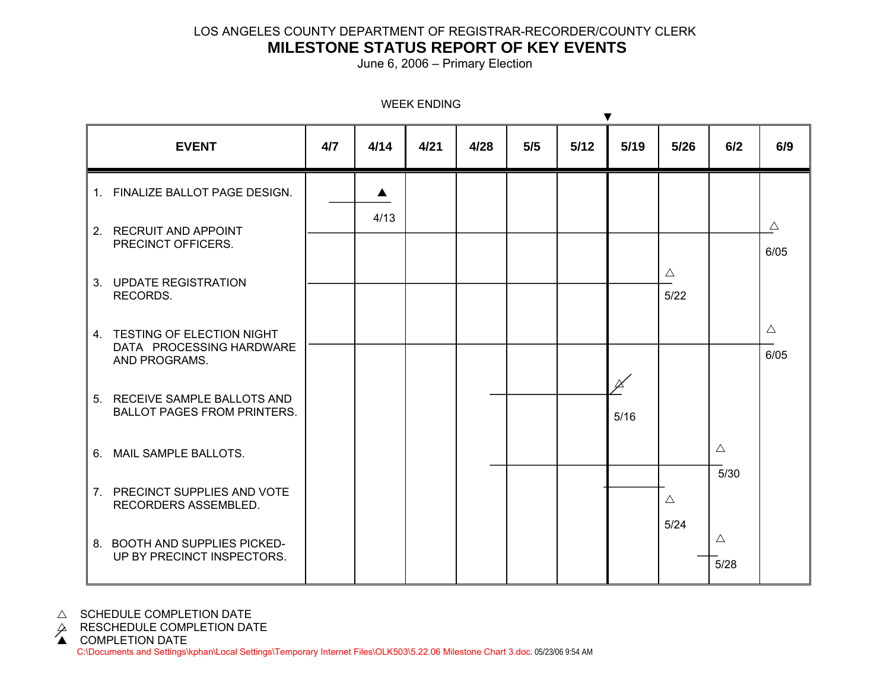LOS ANGELES COUNTY DEPARTMENT OF REGISTRAR-RECORDER/COUNTY CLERK

# MILESTONE STATUS REPORT OF KEY EVENTS

June 6, 2006 – Primary Election

WEEK ENDING

| EVENT | 4/7 | 4/14 | 4/21 | 4/28 | 5/5 | 5/12 | ▼ 5/19 | 5/26 | 6/2 | 6/9 |
|---|---|---|---|---|---|---|---|---|---|---|
| 1. FINALIZE BALLOT PAGE DESIGN. | | ▲ 4/13 | | | | | | | | |
| 2. RECRUIT AND APPOINT PRECINCT OFFICERS. | | | | | | | | | | △ 6/05 |
| 3. UPDATE REGISTRATION RECORDS. | | | | | | | | △ 5/22 | | |
| 4. TESTING OF ELECTION NIGHT DATA PROCESSING HARDWARE AND PROGRAMS. | | | | | | | | | | △ 6/05 |
| 5. RECEIVE SAMPLE BALLOTS AND BALLOT PAGES FROM PRINTERS. | | | | | | | ⧄ 5/16 | | | |
| 6. MAIL SAMPLE BALLOTS. | | | | | | | | | △ 5/30 | |
| 7. PRECINCT SUPPLIES AND VOTE RECORDERS ASSEMBLED. | | | | | | | | △ 5/24 | | |
| 8. BOOTH AND SUPPLIES PICKED-UP BY PRECINCT INSPECTORS. | | | | | | | | | △ 5/28 | |

△ SCHEDULE COMPLETION DATE

⧄ RESCHEDULE COMPLETION DATE

▲ COMPLETION DATE

C:\Documents and Settings\kphan\Local Settings\Temporary Internet Files\OLK503\5.22.06 Milestone Chart 3.doc. 05/23/06 9:54 AM